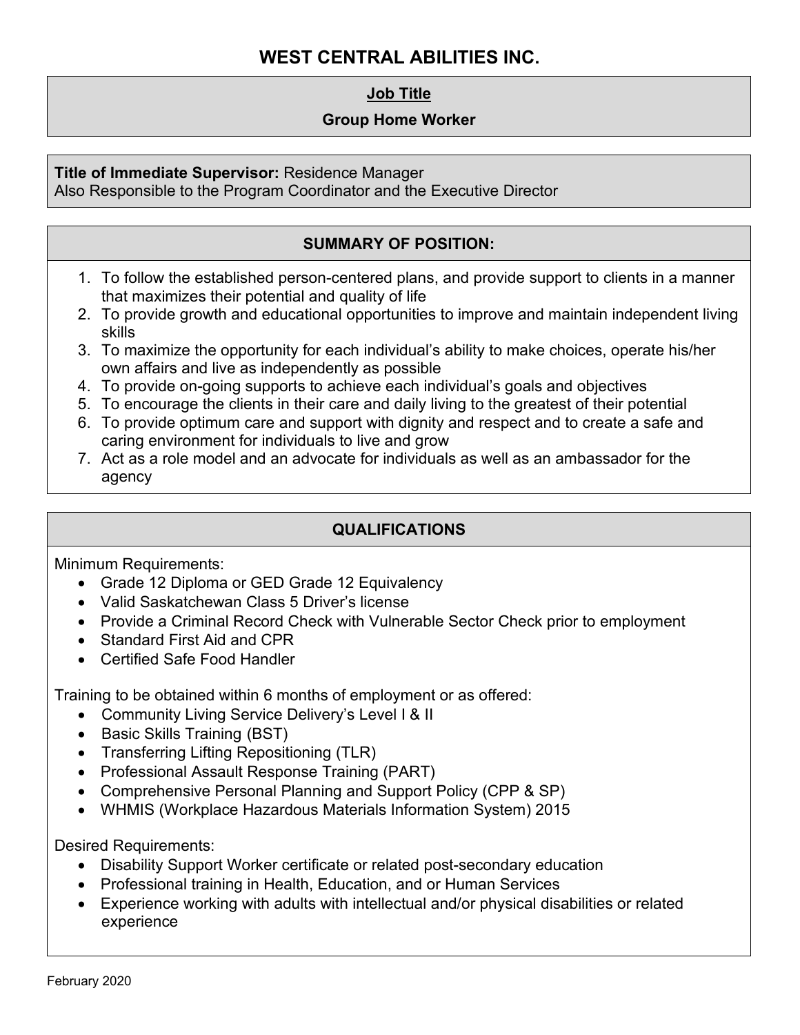# WEST CENTRAL ABILITIES INC.

## Job Title

**Group Home Worker**

**Title of Immediate Supervisor:** Residence Manager
Also Responsible to the Program Coordinator and the Executive Director

## SUMMARY OF POSITION:

1. To follow the established person-centered plans, and provide support to clients in a manner that maximizes their potential and quality of life
2. To provide growth and educational opportunities to improve and maintain independent living skills
3. To maximize the opportunity for each individual's ability to make choices, operate his/her own affairs and live as independently as possible
4. To provide on-going supports to achieve each individual's goals and objectives
5. To encourage the clients in their care and daily living to the greatest of their potential
6. To provide optimum care and support with dignity and respect and to create a safe and caring environment for individuals to live and grow
7. Act as a role model and an advocate for individuals as well as an ambassador for the agency

## QUALIFICATIONS

Minimum Requirements:

- Grade 12 Diploma or GED Grade 12 Equivalency
- Valid Saskatchewan Class 5 Driver's license
- Provide a Criminal Record Check with Vulnerable Sector Check prior to employment
- Standard First Aid and CPR
- Certified Safe Food Handler

Training to be obtained within 6 months of employment or as offered:

- Community Living Service Delivery's Level I & II
- Basic Skills Training (BST)
- Transferring Lifting Repositioning (TLR)
- Professional Assault Response Training (PART)
- Comprehensive Personal Planning and Support Policy (CPP & SP)
- WHMIS (Workplace Hazardous Materials Information System) 2015

Desired Requirements:

- Disability Support Worker certificate or related post-secondary education
- Professional training in Health, Education, and or Human Services
- Experience working with adults with intellectual and/or physical disabilities or related experience

February 2020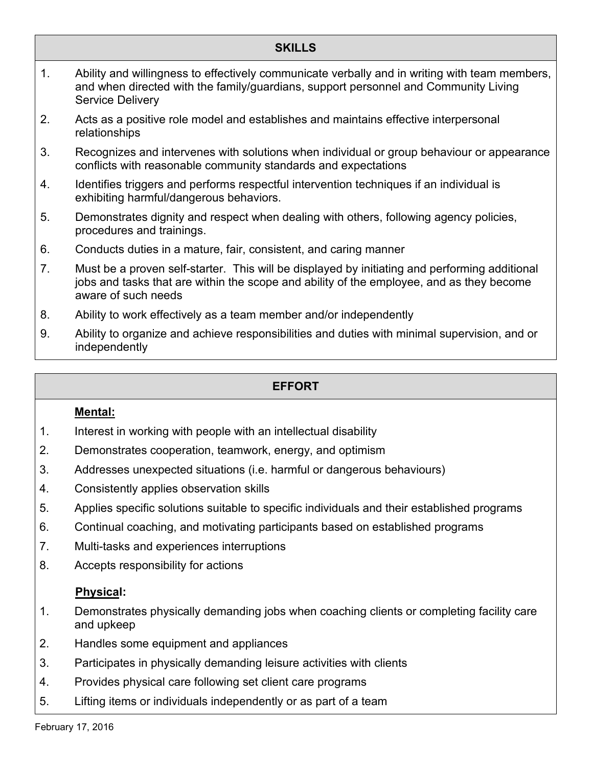## SKILLS

1. Ability and willingness to effectively communicate verbally and in writing with team members, and when directed with the family/guardians, support personnel and Community Living Service Delivery
2. Acts as a positive role model and establishes and maintains effective interpersonal relationships
3. Recognizes and intervenes with solutions when individual or group behaviour or appearance conflicts with reasonable community standards and expectations
4. Identifies triggers and performs respectful intervention techniques if an individual is exhibiting harmful/dangerous behaviors.
5. Demonstrates dignity and respect when dealing with others, following agency policies, procedures and trainings.
6. Conducts duties in a mature, fair, consistent, and caring manner
7. Must be a proven self-starter. This will be displayed by initiating and performing additional jobs and tasks that are within the scope and ability of the employee, and as they become aware of such needs
8. Ability to work effectively as a team member and/or independently
9. Ability to organize and achieve responsibilities and duties with minimal supervision, and or independently

## EFFORT

**Mental:**

1. Interest in working with people with an intellectual disability
2. Demonstrates cooperation, teamwork, energy, and optimism
3. Addresses unexpected situations (i.e. harmful or dangerous behaviours)
4. Consistently applies observation skills
5. Applies specific solutions suitable to specific individuals and their established programs
6. Continual coaching, and motivating participants based on established programs
7. Multi-tasks and experiences interruptions
8. Accepts responsibility for actions

**Physical:**

1. Demonstrates physically demanding jobs when coaching clients or completing facility care and upkeep
2. Handles some equipment and appliances
3. Participates in physically demanding leisure activities with clients
4. Provides physical care following set client care programs
5. Lifting items or individuals independently or as part of a team

February 17, 2016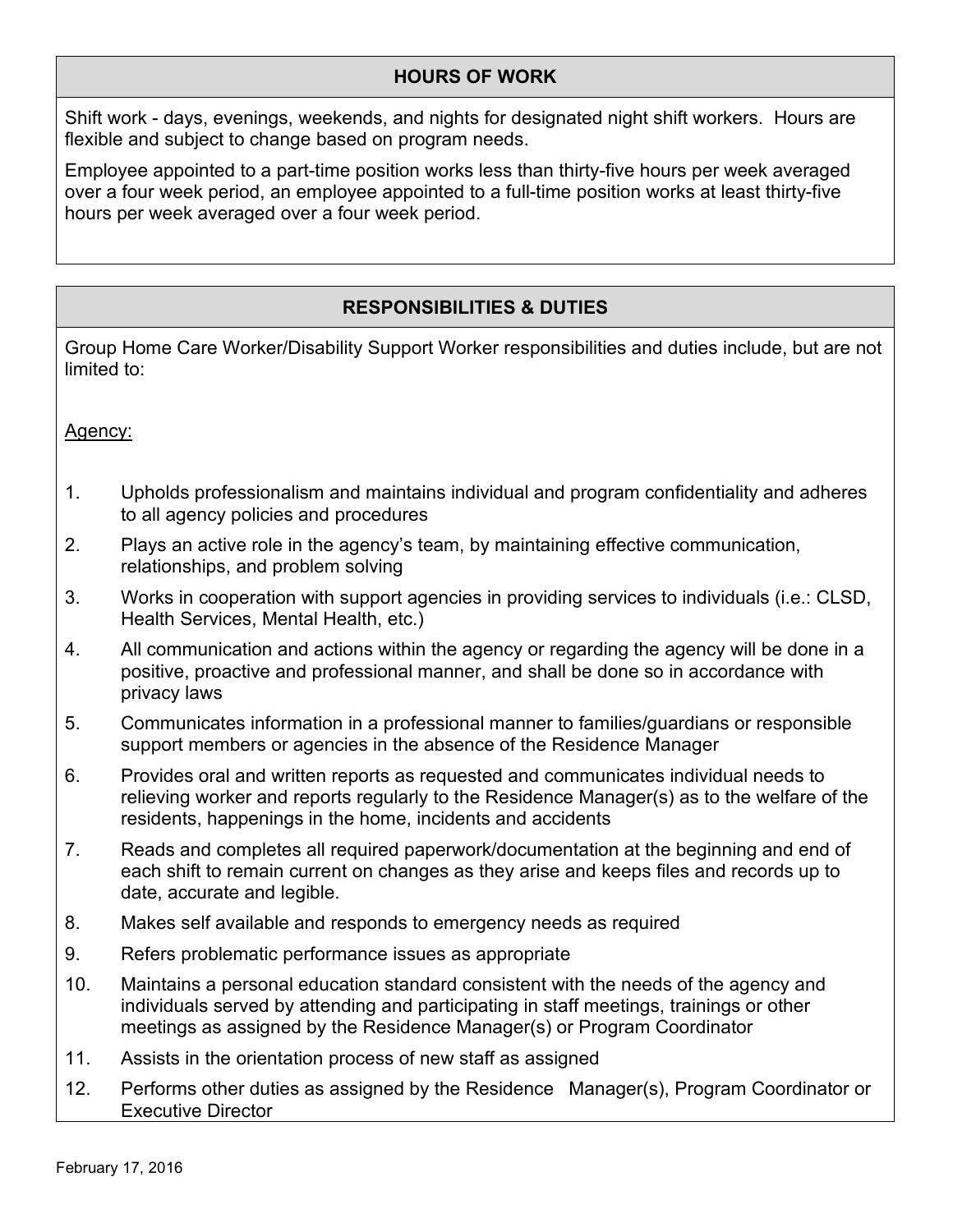## HOURS OF WORK

Shift work - days, evenings, weekends, and nights for designated night shift workers. Hours are flexible and subject to change based on program needs.

Employee appointed to a part-time position works less than thirty-five hours per week averaged over a four week period, an employee appointed to a full-time position works at least thirty-five hours per week averaged over a four week period.

## RESPONSIBILITIES & DUTIES

Group Home Care Worker/Disability Support Worker responsibilities and duties include, but are not limited to:

Agency:

1. Upholds professionalism and maintains individual and program confidentiality and adheres to all agency policies and procedures
2. Plays an active role in the agency's team, by maintaining effective communication, relationships, and problem solving
3. Works in cooperation with support agencies in providing services to individuals (i.e.: CLSD, Health Services, Mental Health, etc.)
4. All communication and actions within the agency or regarding the agency will be done in a positive, proactive and professional manner, and shall be done so in accordance with privacy laws
5. Communicates information in a professional manner to families/guardians or responsible support members or agencies in the absence of the Residence Manager
6. Provides oral and written reports as requested and communicates individual needs to relieving worker and reports regularly to the Residence Manager(s) as to the welfare of the residents, happenings in the home, incidents and accidents
7. Reads and completes all required paperwork/documentation at the beginning and end of each shift to remain current on changes as they arise and keeps files and records up to date, accurate and legible.
8. Makes self available and responds to emergency needs as required
9. Refers problematic performance issues as appropriate
10. Maintains a personal education standard consistent with the needs of the agency and individuals served by attending and participating in staff meetings, trainings or other meetings as assigned by the Residence Manager(s) or Program Coordinator
11. Assists in the orientation process of new staff as assigned
12. Performs other duties as assigned by the Residence Manager(s), Program Coordinator or Executive Director

February 17, 2016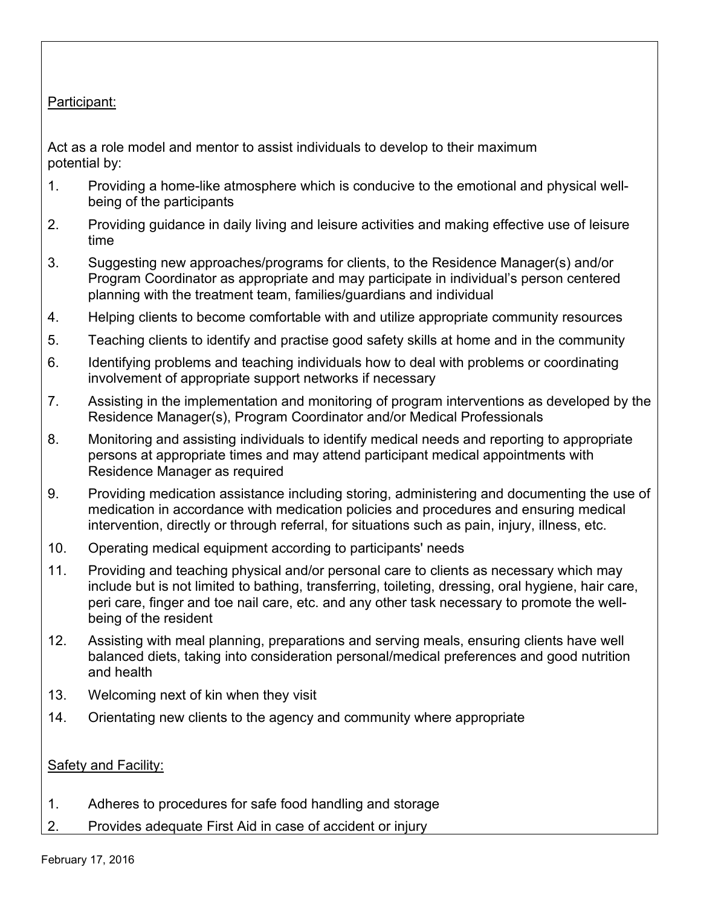Participant:

Act as a role model and mentor to assist individuals to develop to their maximum potential by:

1. Providing a home-like atmosphere which is conducive to the emotional and physical well-being of the participants
2. Providing guidance in daily living and leisure activities and making effective use of leisure time
3. Suggesting new approaches/programs for clients, to the Residence Manager(s) and/or Program Coordinator as appropriate and may participate in individual's person centered planning with the treatment team, families/guardians and individual
4. Helping clients to become comfortable with and utilize appropriate community resources
5. Teaching clients to identify and practise good safety skills at home and in the community
6. Identifying problems and teaching individuals how to deal with problems or coordinating involvement of appropriate support networks if necessary
7. Assisting in the implementation and monitoring of program interventions as developed by the Residence Manager(s), Program Coordinator and/or Medical Professionals
8. Monitoring and assisting individuals to identify medical needs and reporting to appropriate persons at appropriate times and may attend participant medical appointments with Residence Manager as required
9. Providing medication assistance including storing, administering and documenting the use of medication in accordance with medication policies and procedures and ensuring medical intervention, directly or through referral, for situations such as pain, injury, illness, etc.
10. Operating medical equipment according to participants' needs
11. Providing and teaching physical and/or personal care to clients as necessary which may include but is not limited to bathing, transferring, toileting, dressing, oral hygiene, hair care, peri care, finger and toe nail care, etc. and any other task necessary to promote the well-being of the resident
12. Assisting with meal planning, preparations and serving meals, ensuring clients have well balanced diets, taking into consideration personal/medical preferences and good nutrition and health
13. Welcoming next of kin when they visit
14. Orientating new clients to the agency and community where appropriate

Safety and Facility:

1. Adheres to procedures for safe food handling and storage
2. Provides adequate First Aid in case of accident or injury

February 17, 2016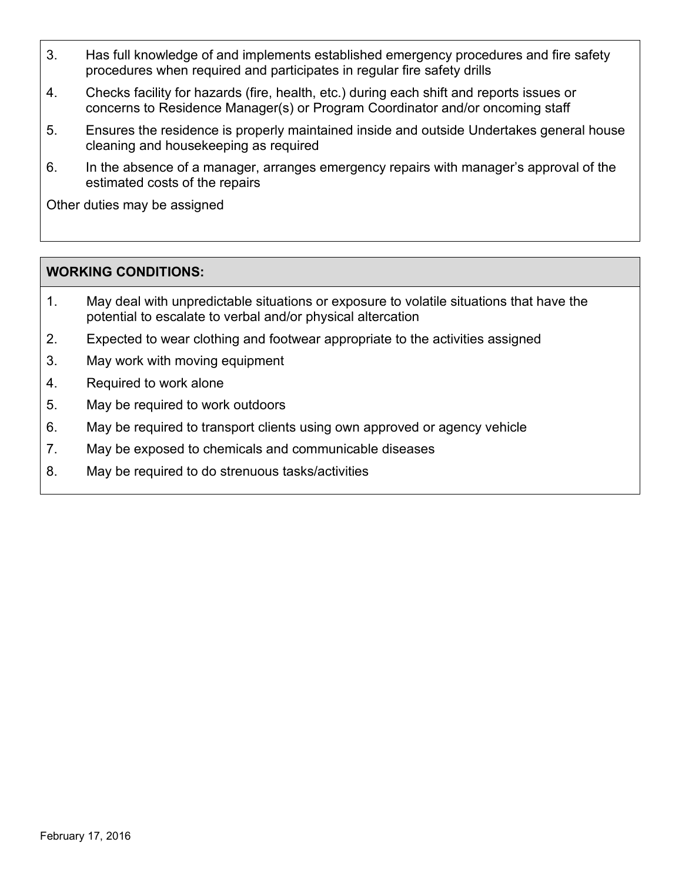3. Has full knowledge of and implements established emergency procedures and fire safety procedures when required and participates in regular fire safety drills
4. Checks facility for hazards (fire, health, etc.) during each shift and reports issues or concerns to Residence Manager(s) or Program Coordinator and/or oncoming staff
5. Ensures the residence is properly maintained inside and outside Undertakes general house cleaning and housekeeping as required
6. In the absence of a manager, arranges emergency repairs with manager's approval of the estimated costs of the repairs

Other duties may be assigned

## WORKING CONDITIONS:

1. May deal with unpredictable situations or exposure to volatile situations that have the potential to escalate to verbal and/or physical altercation
2. Expected to wear clothing and footwear appropriate to the activities assigned
3. May work with moving equipment
4. Required to work alone
5. May be required to work outdoors
6. May be required to transport clients using own approved or agency vehicle
7. May be exposed to chemicals and communicable diseases
8. May be required to do strenuous tasks/activities

February 17, 2016